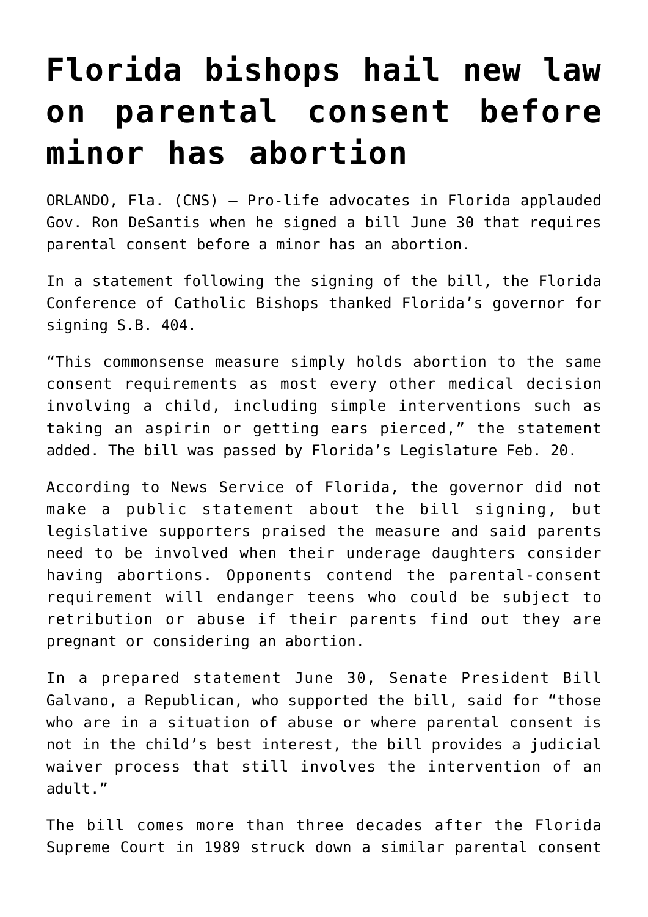# Florida bishops hail new law on parental consent before minor has abortion

ORLANDO, Fla. (CNS) — Pro-life advocates in Florida applauded Gov. Ron DeSantis when he signed a bill June 30 that requires parental consent before a minor has an abortion.

In a statement following the signing of the bill, the Florida Conference of Catholic Bishops thanked Florida's governor for signing S.B. 404.

"This commonsense measure simply holds abortion to the same consent requirements as most every other medical decision involving a child, including simple interventions such as taking an aspirin or getting ears pierced," the statement added. The bill was passed by Florida's Legislature Feb. 20.

According to News Service of Florida, the governor did not make a public statement about the bill signing, but legislative supporters praised the measure and said parents need to be involved when their underage daughters consider having abortions. Opponents contend the parental-consent requirement will endanger teens who could be subject to retribution or abuse if their parents find out they are pregnant or considering an abortion.

In a prepared statement June 30, Senate President Bill Galvano, a Republican, who supported the bill, said for "those who are in a situation of abuse or where parental consent is not in the child's best interest, the bill provides a judicial waiver process that still involves the intervention of an adult."

The bill comes more than three decades after the Florida Supreme Court in 1989 struck down a similar parental consent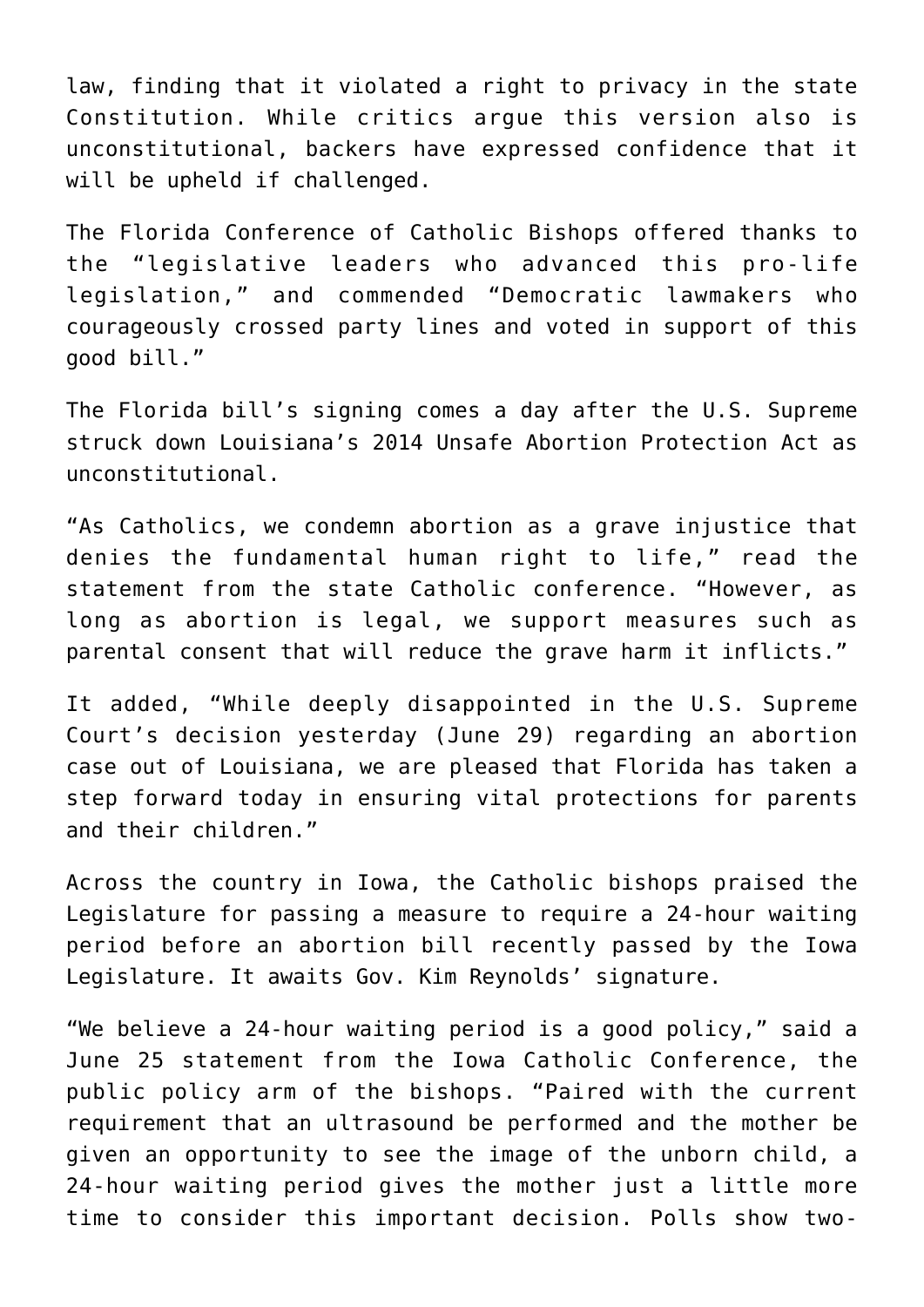law, finding that it violated a right to privacy in the state Constitution. While critics argue this version also is unconstitutional, backers have expressed confidence that it will be upheld if challenged.

The Florida Conference of Catholic Bishops offered thanks to the "legislative leaders who advanced this pro-life legislation," and commended "Democratic lawmakers who courageously crossed party lines and voted in support of this good bill."

The Florida bill's signing comes a day after the U.S. Supreme struck down Louisiana's 2014 Unsafe Abortion Protection Act as unconstitutional.

"As Catholics, we condemn abortion as a grave injustice that denies the fundamental human right to life," read the statement from the state Catholic conference. "However, as long as abortion is legal, we support measures such as parental consent that will reduce the grave harm it inflicts."

It added, "While deeply disappointed in the U.S. Supreme Court's decision yesterday (June 29) regarding an abortion case out of Louisiana, we are pleased that Florida has taken a step forward today in ensuring vital protections for parents and their children."

Across the country in Iowa, the Catholic bishops praised the Legislature for passing a measure to require a 24-hour waiting period before an abortion bill recently passed by the Iowa Legislature. It awaits Gov. Kim Reynolds' signature.

"We believe a 24-hour waiting period is a good policy," said a June 25 statement from the Iowa Catholic Conference, the public policy arm of the bishops. "Paired with the current requirement that an ultrasound be performed and the mother be given an opportunity to see the image of the unborn child, a 24-hour waiting period gives the mother just a little more time to consider this important decision. Polls show two-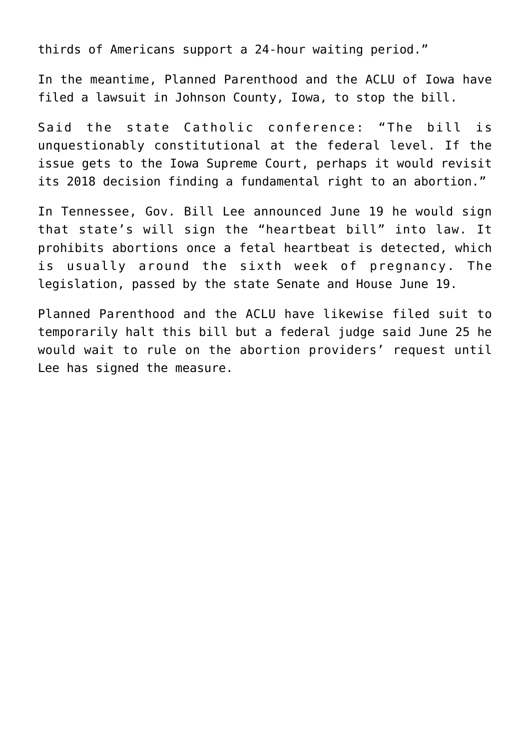thirds of Americans support a 24-hour waiting period."

In the meantime, Planned Parenthood and the ACLU of Iowa have filed a lawsuit in Johnson County, Iowa, to stop the bill.

Said the state Catholic conference: "The bill is unquestionably constitutional at the federal level. If the issue gets to the Iowa Supreme Court, perhaps it would revisit its 2018 decision finding a fundamental right to an abortion."

In Tennessee, Gov. Bill Lee announced June 19 he would sign that state's will sign the "heartbeat bill" into law. It prohibits abortions once a fetal heartbeat is detected, which is usually around the sixth week of pregnancy. The legislation, passed by the state Senate and House June 19.

Planned Parenthood and the ACLU have likewise filed suit to temporarily halt this bill but a federal judge said June 25 he would wait to rule on the abortion providers' request until Lee has signed the measure.